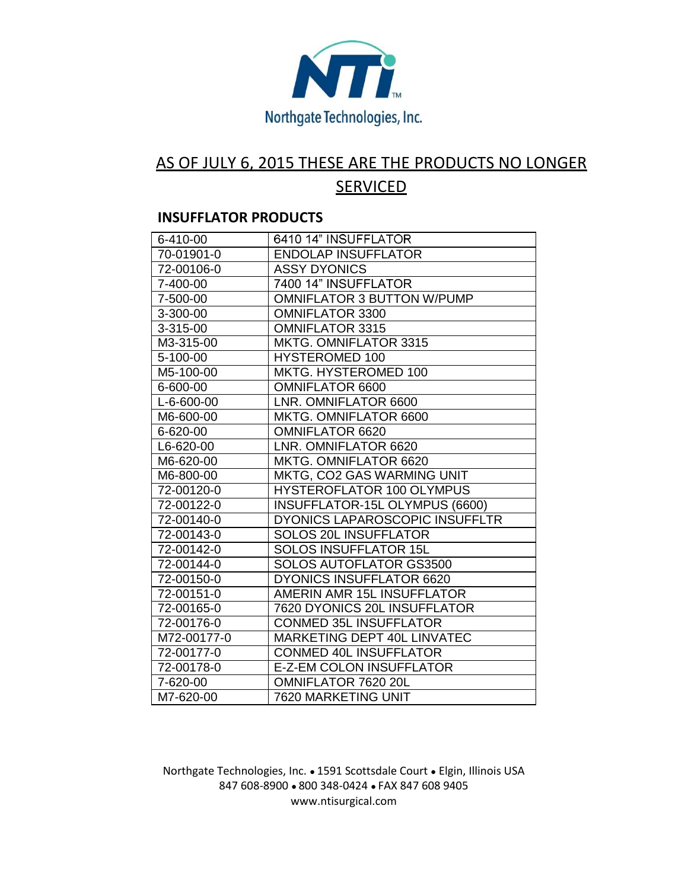Northgate Technologies, Inc.

# AS OF JULY 6, 2015 THESE ARE THE PRODUCTS NO LONGER SERVICED

## INSUFFLATOR PRODUCTS

| | |
|---|---|
| 6-410-00 | 6410 14" INSUFFLATOR |
| 70-01901-0 | ENDOLAP INSUFFLATOR |
| 72-00106-0 | ASSY DYONICS |
| 7-400-00 | 7400 14" INSUFFLATOR |
| 7-500-00 | OMNIFLATOR 3 BUTTON W/PUMP |
| 3-300-00 | OMNIFLATOR 3300 |
| 3-315-00 | OMNIFLATOR 3315 |
| M3-315-00 | MKTG. OMNIFLATOR 3315 |
| 5-100-00 | HYSTEROMED 100 |
| M5-100-00 | MKTG. HYSTEROMED 100 |
| 6-600-00 | OMNIFLATOR 6600 |
| L-6-600-00 | LNR. OMNIFLATOR 6600 |
| M6-600-00 | MKTG. OMNIFLATOR 6600 |
| 6-620-00 | OMNIFLATOR 6620 |
| L6-620-00 | LNR. OMNIFLATOR 6620 |
| M6-620-00 | MKTG. OMNIFLATOR 6620 |
| M6-800-00 | MKTG, CO2 GAS WARMING UNIT |
| 72-00120-0 | HYSTEROFLATOR 100 OLYMPUS |
| 72-00122-0 | INSUFFLATOR-15L OLYMPUS (6600) |
| 72-00140-0 | DYONICS LAPAROSCOPIC INSUFFLTR |
| 72-00143-0 | SOLOS 20L INSUFFLATOR |
| 72-00142-0 | SOLOS INSUFFLATOR 15L |
| 72-00144-0 | SOLOS AUTOFLATOR GS3500 |
| 72-00150-0 | DYONICS INSUFFLATOR 6620 |
| 72-00151-0 | AMERIN AMR 15L INSUFFLATOR |
| 72-00165-0 | 7620 DYONICS 20L INSUFFLATOR |
| 72-00176-0 | CONMED 35L INSUFFLATOR |
| M72-00177-0 | MARKETING DEPT 40L LINVATEC |
| 72-00177-0 | CONMED 40L INSUFFLATOR |
| 72-00178-0 | E-Z-EM COLON INSUFFLATOR |
| 7-620-00 | OMNIFLATOR 7620 20L |
| M7-620-00 | 7620 MARKETING UNIT |

Northgate Technologies, Inc. • 1591 Scottsdale Court • Elgin, Illinois USA
847 608-8900 • 800 348-0424 • FAX 847 608 9405
www.ntisurgical.com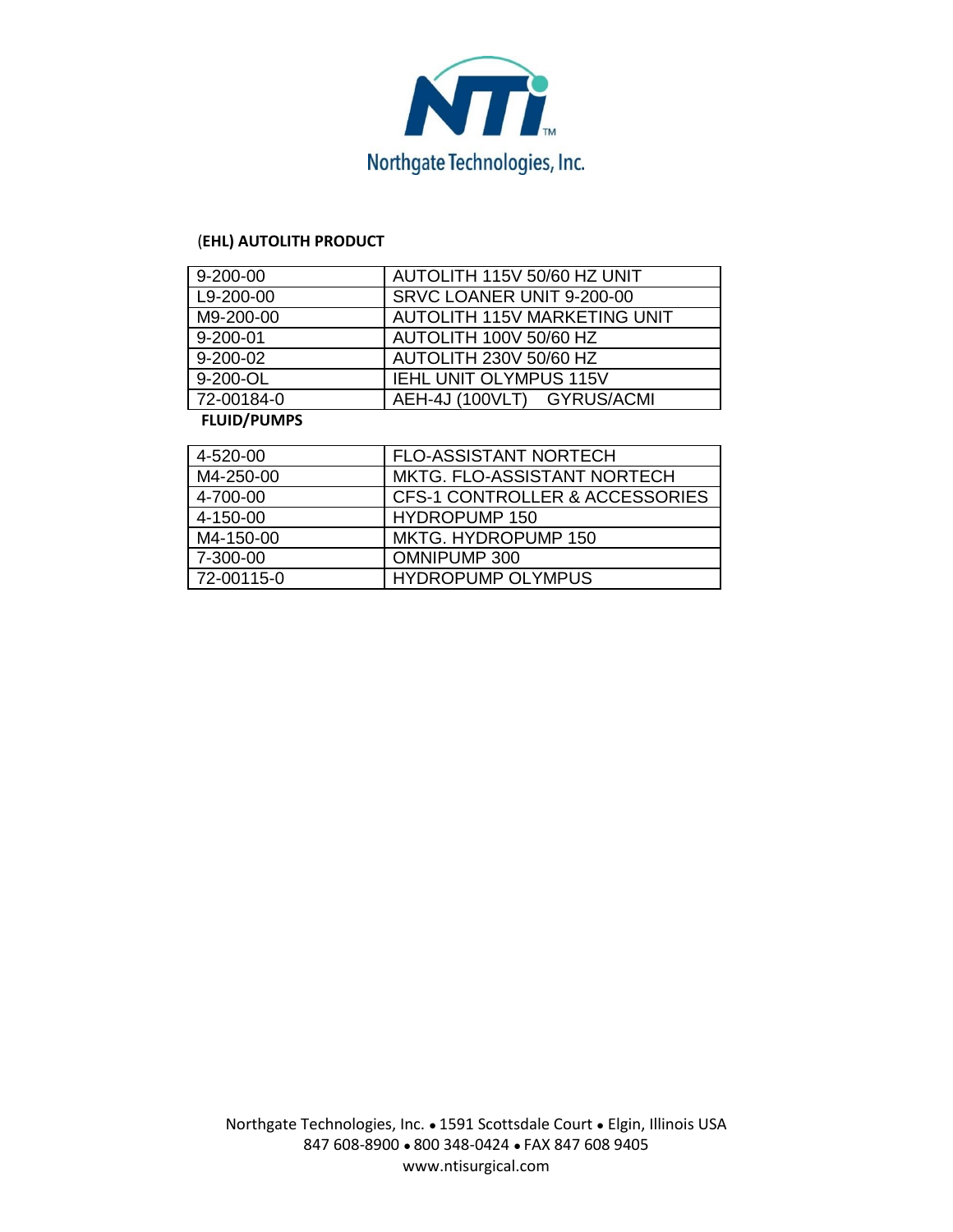Northgate Technologies, Inc.

(**EHL) AUTOLITH PRODUCT**

| | |
|---|---|
| 9-200-00 | AUTOLITH 115V 50/60 HZ UNIT |
| L9-200-00 | SRVC LOANER UNIT 9-200-00 |
| M9-200-00 | AUTOLITH 115V MARKETING UNIT |
| 9-200-01 | AUTOLITH 100V 50/60 HZ |
| 9-200-02 | AUTOLITH 230V 50/60 HZ |
| 9-200-OL | IEHL UNIT OLYMPUS 115V |
| 72-00184-0 | AEH-4J (100VLT) GYRUS/ACMI |

**FLUID/PUMPS**

| | |
|---|---|
| 4-520-00 | FLO-ASSISTANT NORTECH |
| M4-250-00 | MKTG. FLO-ASSISTANT NORTECH |
| 4-700-00 | CFS-1 CONTROLLER & ACCESSORIES |
| 4-150-00 | HYDROPUMP 150 |
| M4-150-00 | MKTG. HYDROPUMP 150 |
| 7-300-00 | OMNIPUMP 300 |
| 72-00115-0 | HYDROPUMP OLYMPUS |

Northgate Technologies, Inc. • 1591 Scottsdale Court • Elgin, Illinois USA
847 608-8900 • 800 348-0424 • FAX 847 608 9405
www.ntisurgical.com